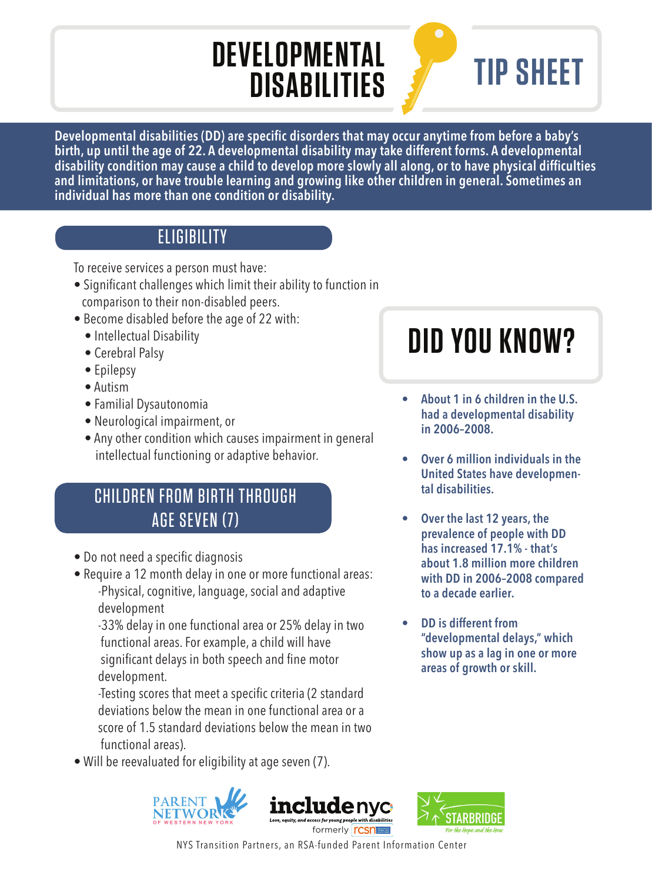# DEVELOPMENTAL DISABILITIES TIP SHEET

**Developmental disabilities (DD) are specific disorders that may occur anytime from before a baby's birth, up until the age of 22. A developmental disability may take different forms. A developmental disability condition may cause a child to develop more slowly all along, or to have physical difficulties and limitations, or have trouble learning and growing like other children in general. Sometimes an individual has more than one condition or disability.**

## ELIGIBILITY

To receive services a person must have:

- Significant challenges which limit their ability to function in comparison to their non-disabled peers.
- Become disabled before the age of 22 with:
  - Intellectual Disability
  - Cerebral Palsy
  - Epilepsy
  - Autism
  - Familial Dysautonomia
  - Neurological impairment, or
  - Any other condition which causes impairment in general intellectual functioning or adaptive behavior.

## CHILDREN FROM BIRTH THROUGH AGE SEVEN (7)

- Do not need a specific diagnosis
- Require a 12 month delay in one or more functional areas:
  - -Physical, cognitive, language, social and adaptive development
  - -33% delay in one functional area or 25% delay in two functional areas. For example, a child will have significant delays in both speech and fine motor development.
  - -Testing scores that meet a specific criteria (2 standard deviations below the mean in one functional area or a score of 1.5 standard deviations below the mean in two functional areas).
- Will be reevaluated for eligibility at age seven (7).

## DID YOU KNOW?

- **About 1 in 6 children in the U.S. had a developmental disability in 2006–2008.**
- **Over 6 million individuals in the United States have developmental disabilities.**
- **Over the last 12 years, the prevalence of people with DD has increased 17.1% - that's about 1.8 million more children with DD in 2006–2008 compared to a decade earlier.**
- **DD is different from "developmental delays," which show up as a lag in one or more areas of growth or skill.**

PARENT NETWORK OF WESTERN NEW YORK | includenyc — Love, equity, and access for young people with disabilities — formerly rcsn | STARBRIDGE — For the Hope and the How

NYS Transition Partners, an RSA-funded Parent Information Center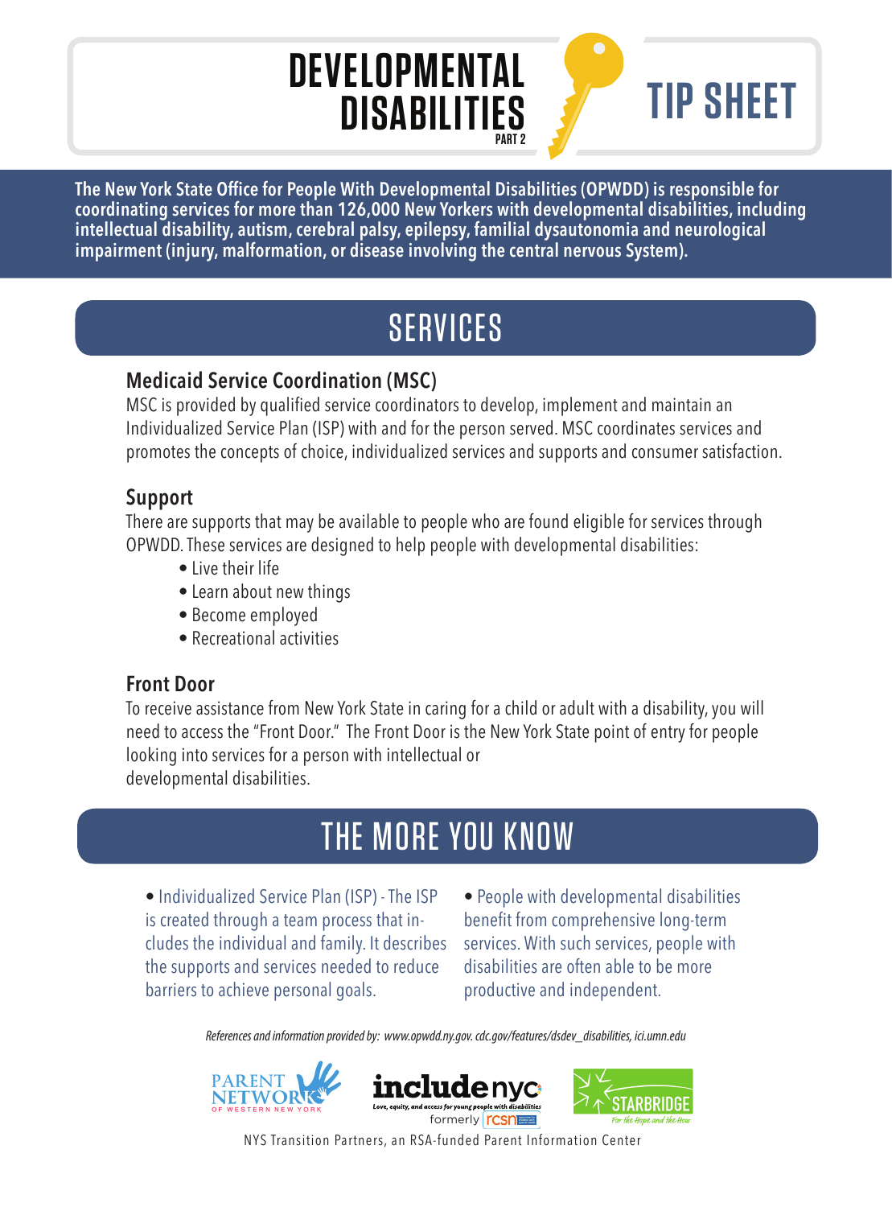# DEVELOPMENTAL DISABILITIES

PART 2

# TIP SHEET

**The New York State Office for People With Developmental Disabilities (OPWDD) is responsible for coordinating services for more than 126,000 New Yorkers with developmental disabilities, including intellectual disability, autism, cerebral palsy, epilepsy, familial dysautonomia and neurological impairment (injury, malformation, or disease involving the central nervous System).**

## SERVICES

### Medicaid Service Coordination (MSC)

MSC is provided by qualified service coordinators to develop, implement and maintain an Individualized Service Plan (ISP) with and for the person served. MSC coordinates services and promotes the concepts of choice, individualized services and supports and consumer satisfaction.

### Support

There are supports that may be available to people who are found eligible for services through OPWDD. These services are designed to help people with developmental disabilities:

- Live their life
- Learn about new things
- Become employed
- Recreational activities

### Front Door

To receive assistance from New York State in caring for a child or adult with a disability, you will need to access the "Front Door." The Front Door is the New York State point of entry for people looking into services for a person with intellectual or developmental disabilities.

## THE MORE YOU KNOW

- Individualized Service Plan (ISP) - The ISP is created through a team process that includes the individual and family. It describes the supports and services needed to reduce barriers to achieve personal goals.
- People with developmental disabilities benefit from comprehensive long-term services. With such services, people with disabilities are often able to be more productive and independent.

*References and information provided by: www.opwdd.ny.gov. cdc.gov/features/dsdev_disabilities, ici.umn.edu*

PARENT NETWORK OF WESTERN NEW YORK | includenyc — Love, equity, and access for young people with disabilities — formerly rcsn | STARBRIDGE — For the Hope and the How

NYS Transition Partners, an RSA-funded Parent Information Center